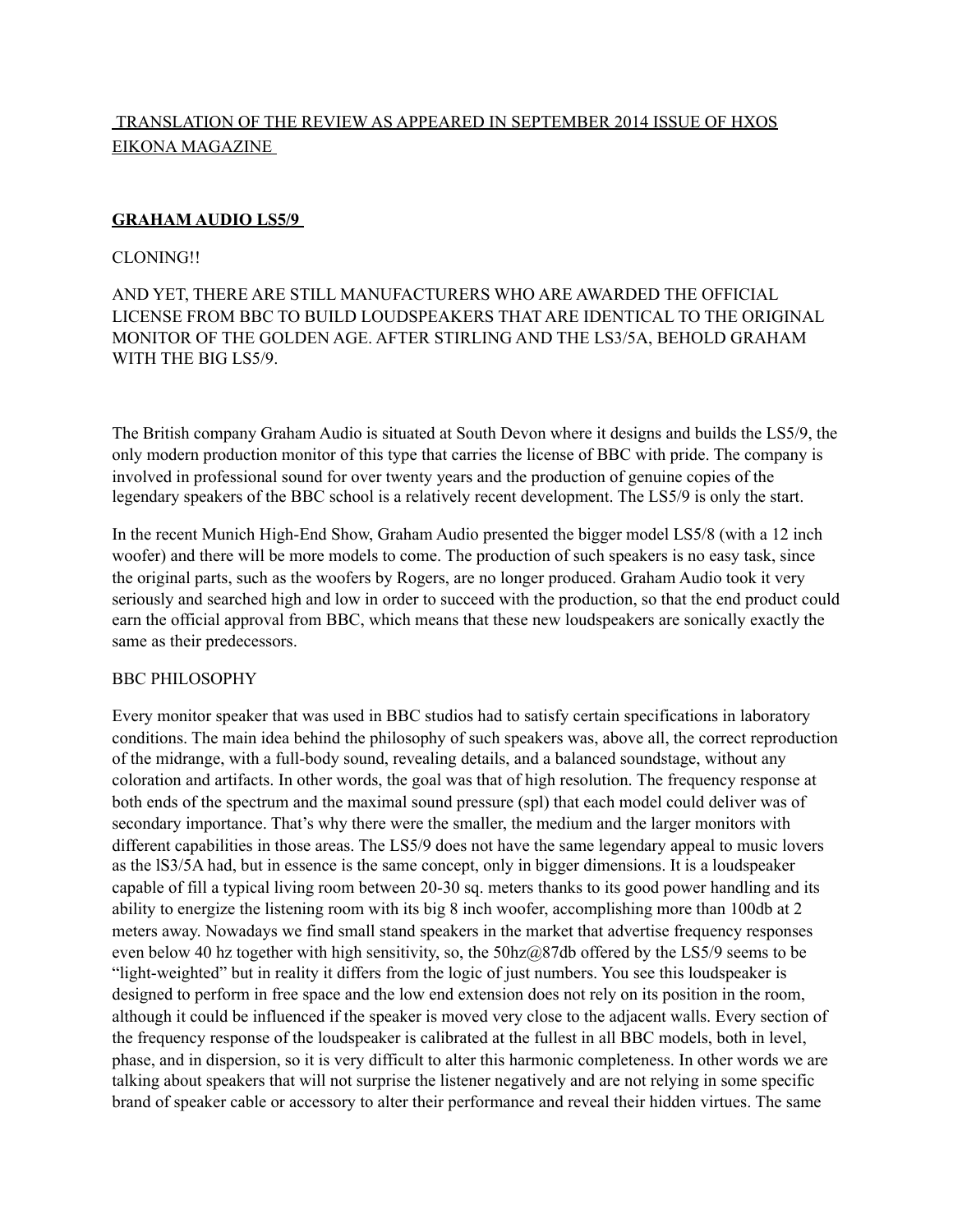TRANSLATION OF THE REVIEW AS APPEARED IN SEPTEMBER 2014 ISSUE OF HXOS EIKONA MAGAZINE

## GRAHAM AUDIO LS5/9

CLONING!!

AND YET, THERE ARE STILL MANUFACTURERS WHO ARE AWARDED THE OFFICIAL LICENSE FROM BBC TO BUILD LOUDSPEAKERS THAT ARE IDENTICAL TO THE ORIGINAL MONITOR OF THE GOLDEN AGE. AFTER STIRLING AND THE LS3/5A, BEHOLD GRAHAM WITH THE BIG LS5/9.

The British company Graham Audio is situated at South Devon where it designs and builds the LS5/9, the only modern production monitor of this type that carries the license of BBC with pride. The company is involved in professional sound for over twenty years and the production of genuine copies of the legendary speakers of the BBC school is a relatively recent development. The LS5/9 is only the start.

In the recent Munich High-End Show, Graham Audio presented the bigger model LS5/8 (with a 12 inch woofer) and there will be more models to come. The production of such speakers is no easy task, since the original parts, such as the woofers by Rogers, are no longer produced. Graham Audio took it very seriously and searched high and low in order to succeed with the production, so that the end product could earn the official approval from BBC, which means that these new loudspeakers are sonically exactly the same as their predecessors.

BBC PHILOSOPHY

Every monitor speaker that was used in BBC studios had to satisfy certain specifications in laboratory conditions. The main idea behind the philosophy of such speakers was, above all, the correct reproduction of the midrange, with a full-body sound, revealing details, and a balanced soundstage, without any coloration and artifacts. In other words, the goal was that of high resolution. The frequency response at both ends of the spectrum and the maximal sound pressure (spl) that each model could deliver was of secondary importance. That's why there were the smaller, the medium and the larger monitors with different capabilities in those areas. The LS5/9 does not have the same legendary appeal to music lovers as the lS3/5A had, but in essence is the same concept, only in bigger dimensions. It is a loudspeaker capable of fill a typical living room between 20-30 sq. meters thanks to its good power handling and its ability to energize the listening room with its big 8 inch woofer, accomplishing more than 100db at 2 meters away. Nowadays we find small stand speakers in the market that advertise frequency responses even below 40 hz together with high sensitivity, so, the 50hz@87db offered by the LS5/9 seems to be "light-weighted" but in reality it differs from the logic of just numbers. You see this loudspeaker is designed to perform in free space and the low end extension does not rely on its position in the room, although it could be influenced if the speaker is moved very close to the adjacent walls. Every section of the frequency response of the loudspeaker is calibrated at the fullest in all BBC models, both in level, phase, and in dispersion, so it is very difficult to alter this harmonic completeness. In other words we are talking about speakers that will not surprise the listener negatively and are not relying in some specific brand of speaker cable or accessory to alter their performance and reveal their hidden virtues. The same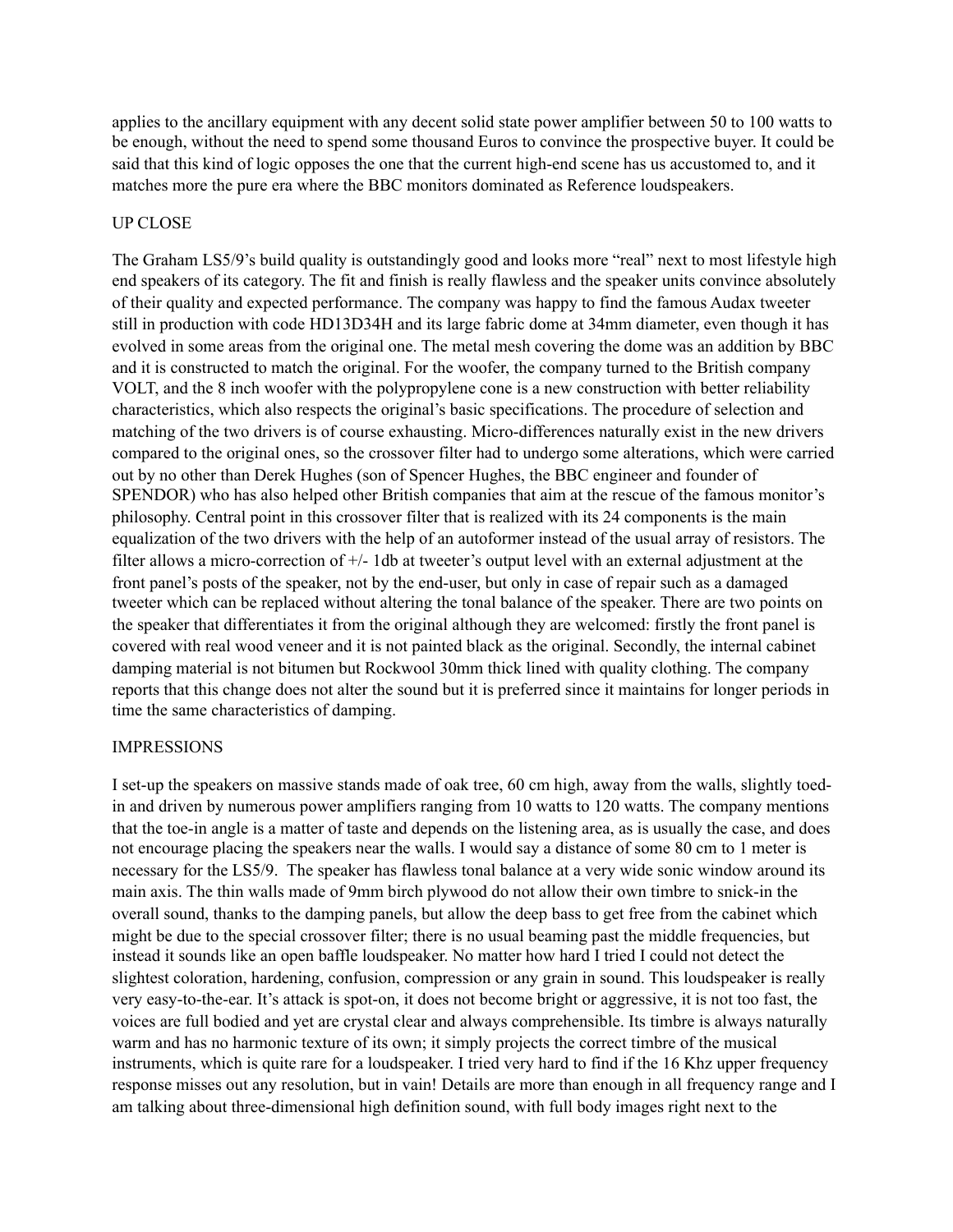applies to the ancillary equipment with any decent solid state power amplifier between 50 to 100 watts to be enough, without the need to spend some thousand Euros to convince the prospective buyer. It could be said that this kind of logic opposes the one that the current high-end scene has us accustomed to, and it matches more the pure era where the BBC monitors dominated as Reference loudspeakers.

## UP CLOSE

The Graham LS5/9's build quality is outstandingly good and looks more "real" next to most lifestyle high end speakers of its category. The fit and finish is really flawless and the speaker units convince absolutely of their quality and expected performance. The company was happy to find the famous Audax tweeter still in production with code HD13D34H and its large fabric dome at 34mm diameter, even though it has evolved in some areas from the original one. The metal mesh covering the dome was an addition by BBC and it is constructed to match the original. For the woofer, the company turned to the British company VOLT, and the 8 inch woofer with the polypropylene cone is a new construction with better reliability characteristics, which also respects the original's basic specifications. The procedure of selection and matching of the two drivers is of course exhausting. Micro-differences naturally exist in the new drivers compared to the original ones, so the crossover filter had to undergo some alterations, which were carried out by no other than Derek Hughes (son of Spencer Hughes, the BBC engineer and founder of SPENDOR) who has also helped other British companies that aim at the rescue of the famous monitor's philosophy. Central point in this crossover filter that is realized with its 24 components is the main equalization of the two drivers with the help of an autoformer instead of the usual array of resistors. The filter allows a micro-correction of +/- 1db at tweeter's output level with an external adjustment at the front panel's posts of the speaker, not by the end-user, but only in case of repair such as a damaged tweeter which can be replaced without altering the tonal balance of the speaker. There are two points on the speaker that differentiates it from the original although they are welcomed: firstly the front panel is covered with real wood veneer and it is not painted black as the original. Secondly, the internal cabinet damping material is not bitumen but Rockwool 30mm thick lined with quality clothing. The company reports that this change does not alter the sound but it is preferred since it maintains for longer periods in time the same characteristics of damping.

## IMPRESSIONS

I set-up the speakers on massive stands made of oak tree, 60 cm high, away from the walls, slightly toed-in and driven by numerous power amplifiers ranging from 10 watts to 120 watts. The company mentions that the toe-in angle is a matter of taste and depends on the listening area, as is usually the case, and does not encourage placing the speakers near the walls. I would say a distance of some 80 cm to 1 meter is necessary for the LS5/9. The speaker has flawless tonal balance at a very wide sonic window around its main axis. The thin walls made of 9mm birch plywood do not allow their own timbre to snick-in the overall sound, thanks to the damping panels, but allow the deep bass to get free from the cabinet which might be due to the special crossover filter; there is no usual beaming past the middle frequencies, but instead it sounds like an open baffle loudspeaker. No matter how hard I tried I could not detect the slightest coloration, hardening, confusion, compression or any grain in sound. This loudspeaker is really very easy-to-the-ear. It's attack is spot-on, it does not become bright or aggressive, it is not too fast, the voices are full bodied and yet are crystal clear and always comprehensible. Its timbre is always naturally warm and has no harmonic texture of its own; it simply projects the correct timbre of the musical instruments, which is quite rare for a loudspeaker. I tried very hard to find if the 16 Khz upper frequency response misses out any resolution, but in vain! Details are more than enough in all frequency range and I am talking about three-dimensional high definition sound, with full body images right next to the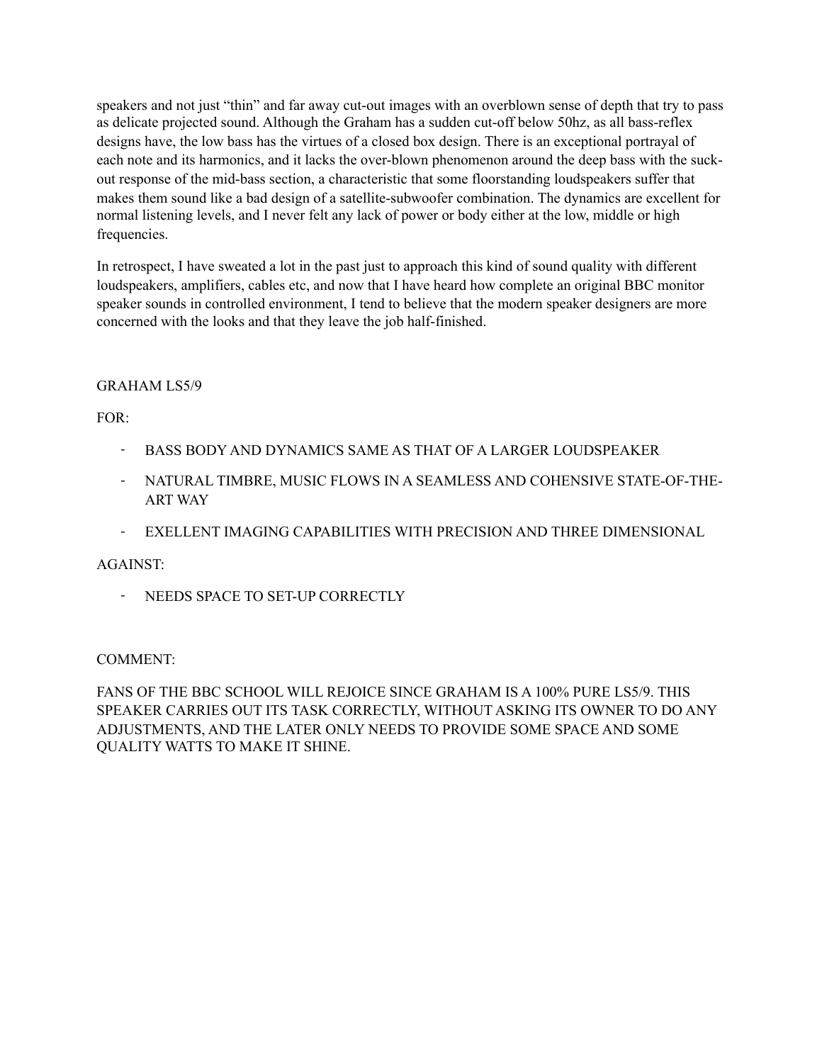speakers and not just "thin" and far away cut-out images with an overblown sense of depth that try to pass as delicate projected sound. Although the Graham has a sudden cut-off below 50hz, as all bass-reflex designs have, the low bass has the virtues of a closed box design. There is an exceptional portrayal of each note and its harmonics, and it lacks the over-blown phenomenon around the deep bass with the suck-out response of the mid-bass section, a characteristic that some floorstanding loudspeakers suffer that makes them sound like a bad design of a satellite-subwoofer combination. The dynamics are excellent for normal listening levels, and I never felt any lack of power or body either at the low, middle or high frequencies.

In retrospect, I have sweated a lot in the past just to approach this kind of sound quality with different loudspeakers, amplifiers, cables etc, and now that I have heard how complete an original BBC monitor speaker sounds in controlled environment, I tend to believe that the modern speaker designers are more concerned with the looks and that they leave the job half-finished.

GRAHAM LS5/9

FOR:

- BASS BODY AND DYNAMICS SAME AS THAT OF A LARGER LOUDSPEAKER
- NATURAL TIMBRE, MUSIC FLOWS IN A SEAMLESS AND COHENSIVE STATE-OF-THE-ART WAY
- EXELLENT IMAGING CAPABILITIES WITH PRECISION AND THREE DIMENSIONAL

AGAINST:

- NEEDS SPACE TO SET-UP CORRECTLY

COMMENT:

FANS OF THE BBC SCHOOL WILL REJOICE SINCE GRAHAM IS A 100% PURE LS5/9. THIS SPEAKER CARRIES OUT ITS TASK CORRECTLY, WITHOUT ASKING ITS OWNER TO DO ANY ADJUSTMENTS, AND THE LATER ONLY NEEDS TO PROVIDE SOME SPACE AND SOME QUALITY WATTS TO MAKE IT SHINE.